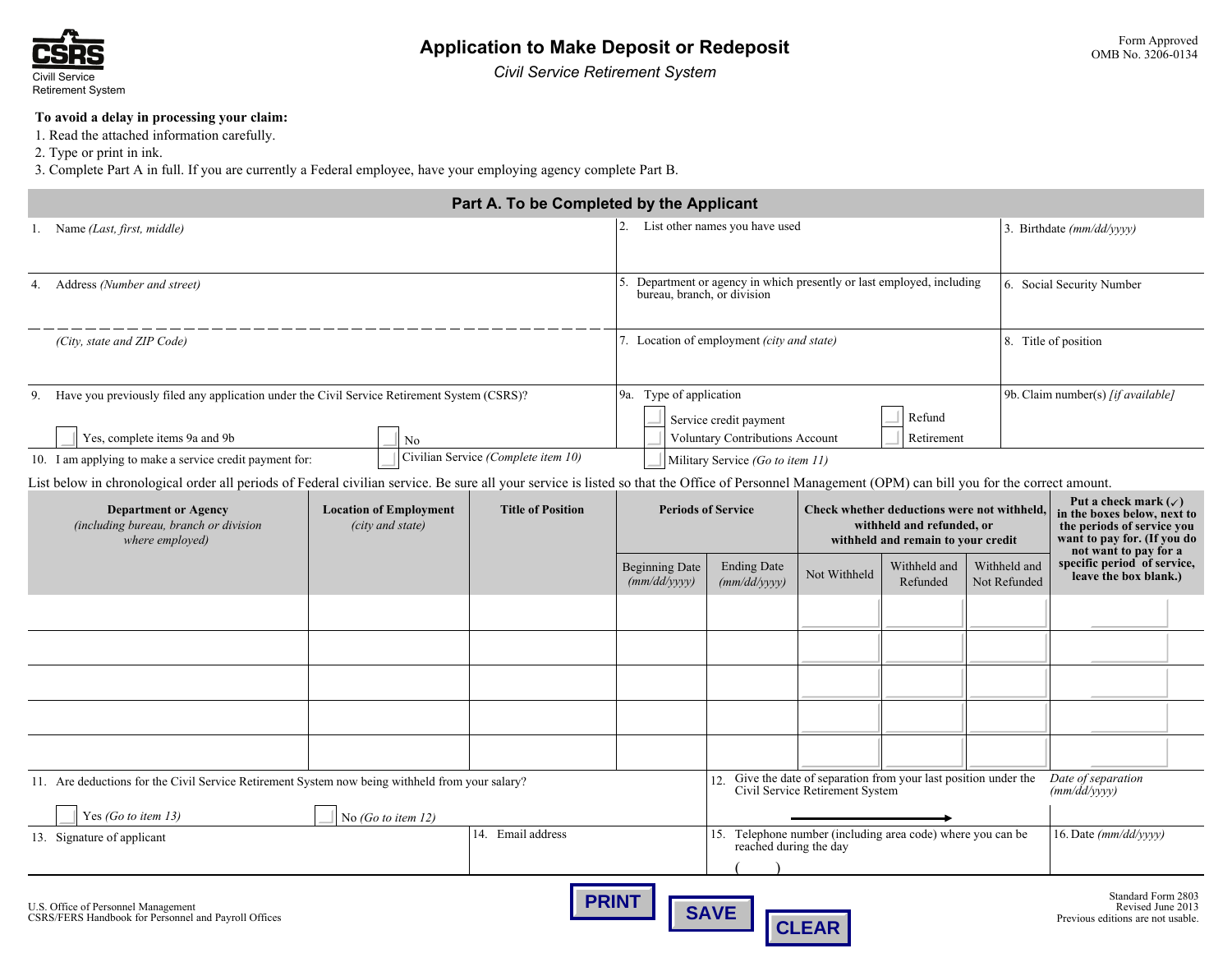Civill Service Retirement System

Form Approved
OMB No. 3206-0134

# Application to Make Deposit or Redeposit

*Civil Service Retirement System*

**To avoid a delay in processing your claim:**

1. Read the attached information carefully.
2. Type or print in ink.
3. Complete Part A in full. If you are currently a Federal employee, have your employing agency complete Part B.

## Part A. To be Completed by the Applicant

| | | |
|---|---|---|
| 1. Name *(Last, first, middle)* | 2. List other names you have used | 3. Birthdate *(mm/dd/yyyy)* |
| 4. Address *(Number and street)* | 5. Department or agency in which presently or last employed, including bureau, branch, or division | 6. Social Security Number |
| *(City, state and ZIP Code)* | 7. Location of employment *(city and state)* | 8. Title of position |
| 9. Have you previously filed any application under the Civil Service Retirement System (CSRS)? ☐ Yes, complete items 9a and 9b ☐ No | 9a. Type of application ☐ Service credit payment ☐ Voluntary Contributions Account ☐ Refund ☐ Retirement | 9b. Claim number(s) *[if available]* |

10. I am applying to make a service credit payment for: ☐ Civilian Service *(Complete item 10)* ☐ Military Service *(Go to item 11)*

List below in chronological order all periods of Federal civilian service. Be sure all your service is listed so that the Office of Personnel Management (OPM) can bill you for the correct amount.

| Department or Agency *(including bureau, branch or division where employed)* | Location of Employment *(city and state)* | Title of Position | Periods of Service | | Check whether deductions were not withheld, withheld and refunded, or withheld and remain to your credit | | | Put a check mark (✓) in the boxes below, next to the periods of service you want to pay for. (If you do not want to pay for a specific period of service, leave the box blank.) |
|---|---|---|---|---|---|---|---|---|
| | | | Beginning Date *(mm/dd/yyyy)* | Ending Date *(mm/dd/yyyy)* | Not Withheld | Withheld and Refunded | Withheld and Not Refunded | |
| | | | | | | | | |
| | | | | | | | | |
| | | | | | | | | |
| | | | | | | | | |
| | | | | | | | | |

| | | |
|---|---|---|
| 11. Are deductions for the Civil Service Retirement System now being withheld from your salary? ☐ Yes *(Go to item 13)* ☐ No *(Go to item 12)* | 12. Give the date of separation from your last position under the Civil Service Retirement System → | Date of separation *(mm/dd/yyyy)* |

| | | | |
|---|---|---|---|
| 13. Signature of applicant | 14. Email address | 15. Telephone number (including area code) where you can be reached during the day ( ) | 16. Date *(mm/dd/yyyy)* |

U.S. Office of Personnel Management
CSRS/FERS Handbook for Personnel and Payroll Offices

Standard Form 2803
Revised June 2013
Previous editions are not usable.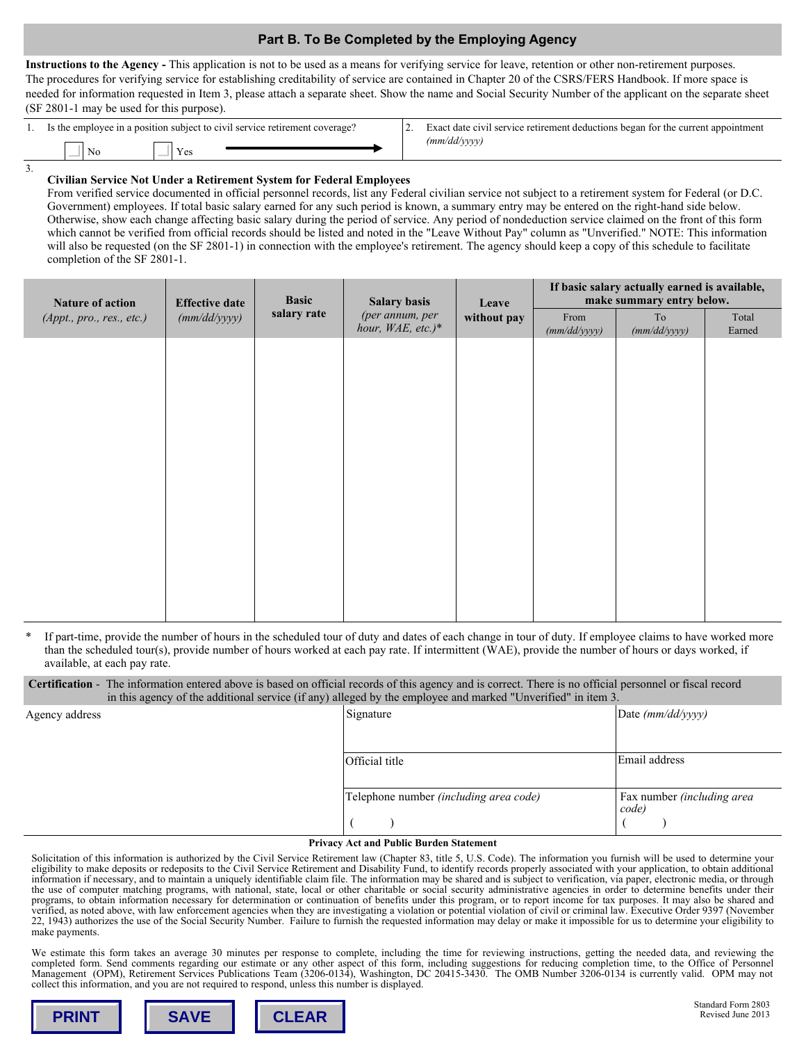## Part B. To Be Completed by the Employing Agency

**Instructions to the Agency -** This application is not to be used as a means for verifying service for leave, retention or other non-retirement purposes. The procedures for verifying service for establishing creditability of service are contained in Chapter 20 of the CSRS/FERS Handbook. If more space is needed for information requested in Item 3, please attach a separate sheet. Show the name and Social Security Number of the applicant on the separate sheet (SF 2801-1 may be used for this purpose).

1. Is the employee in a position subject to civil service retirement coverage?

   ☐ No ☐ Yes

2. Exact date civil service retirement deductions began for the current appointment *(mm/dd/yyyy)*

3. **Civilian Service Not Under a Retirement System for Federal Employees**

   From verified service documented in official personnel records, list any Federal civilian service not subject to a retirement system for Federal (or D.C. Government) employees. If total basic salary earned for any such period is known, a summary entry may be entered on the right-hand side below. Otherwise, show each change affecting basic salary during the period of service. Any period of nondeduction service claimed on the front of this form which cannot be verified from official records should be listed and noted in the "Leave Without Pay" column as "Unverified." NOTE: This information will also be requested (on the SF 2801-1) in connection with the employee's retirement. The agency should keep a copy of this schedule to facilitate completion of the SF 2801-1.

| Nature of action *(Appt., pro., res., etc.)* | Effective date *(mm/dd/yyyy)* | Basic salary rate | Salary basis *(per annum, per hour, WAE, etc.)** | Leave without pay | If basic salary actually earned is available, make summary entry below. | | |
|---|---|---|---|---|---|---|---|
| | | | | | From *(mm/dd/yyyy)* | To *(mm/dd/yyyy)* | Total Earned |
| | | | | | | | |

\* If part-time, provide the number of hours in the scheduled tour of duty and dates of each change in tour of duty. If employee claims to have worked more than the scheduled tour(s), provide number of hours worked at each pay rate. If intermittent (WAE), provide the number of hours or days worked, if available, at each pay rate.

**Certification -** The information entered above is based on official records of this agency and is correct. There is no official personnel or fiscal record in this agency of the additional service (if any) alleged by the employee and marked "Unverified" in item 3.

| Agency address | Signature | Date *(mm/dd/yyyy)* |
|---|---|---|
| | Official title | Email address |
| | Telephone number *(including area code)* ( ) | Fax number *(including area code)* ( ) |

**Privacy Act and Public Burden Statement**

Solicitation of this information is authorized by the Civil Service Retirement law (Chapter 83, title 5, U.S. Code). The information you furnish will be used to determine your eligibility to make deposits or redeposits to the Civil Service Retirement and Disability Fund, to identify records properly associated with your application, to obtain additional information if necessary, and to maintain a uniquely identifiable claim file. The information may be shared and is subject to verification, via paper, electronic media, or through the use of computer matching programs, with national, state, local or other charitable or social security administrative agencies in order to determine benefits under their programs, to obtain information necessary for determination or continuation of benefits under this program, or to report income for tax purposes. It may also be shared and verified, as noted above, with law enforcement agencies when they are investigating a violation or potential violation of civil or criminal law. Executive Order 9397 (November 22, 1943) authorizes the use of the Social Security Number. Failure to furnish the requested information may delay or make it impossible for us to determine your eligibility to make payments.

We estimate this form takes an average 30 minutes per response to complete, including the time for reviewing instructions, getting the needed data, and reviewing the completed form. Send comments regarding our estimate or any other aspect of this form, including suggestions for reducing completion time, to the Office of Personnel Management (OPM), Retirement Services Publications Team (3206-0134), Washington, DC 20415-3430. The OMB Number 3206-0134 is currently valid. OPM may not collect this information, and you are not required to respond, unless this number is displayed.

PRINT SAVE CLEAR

Standard Form 2803
Revised June 2013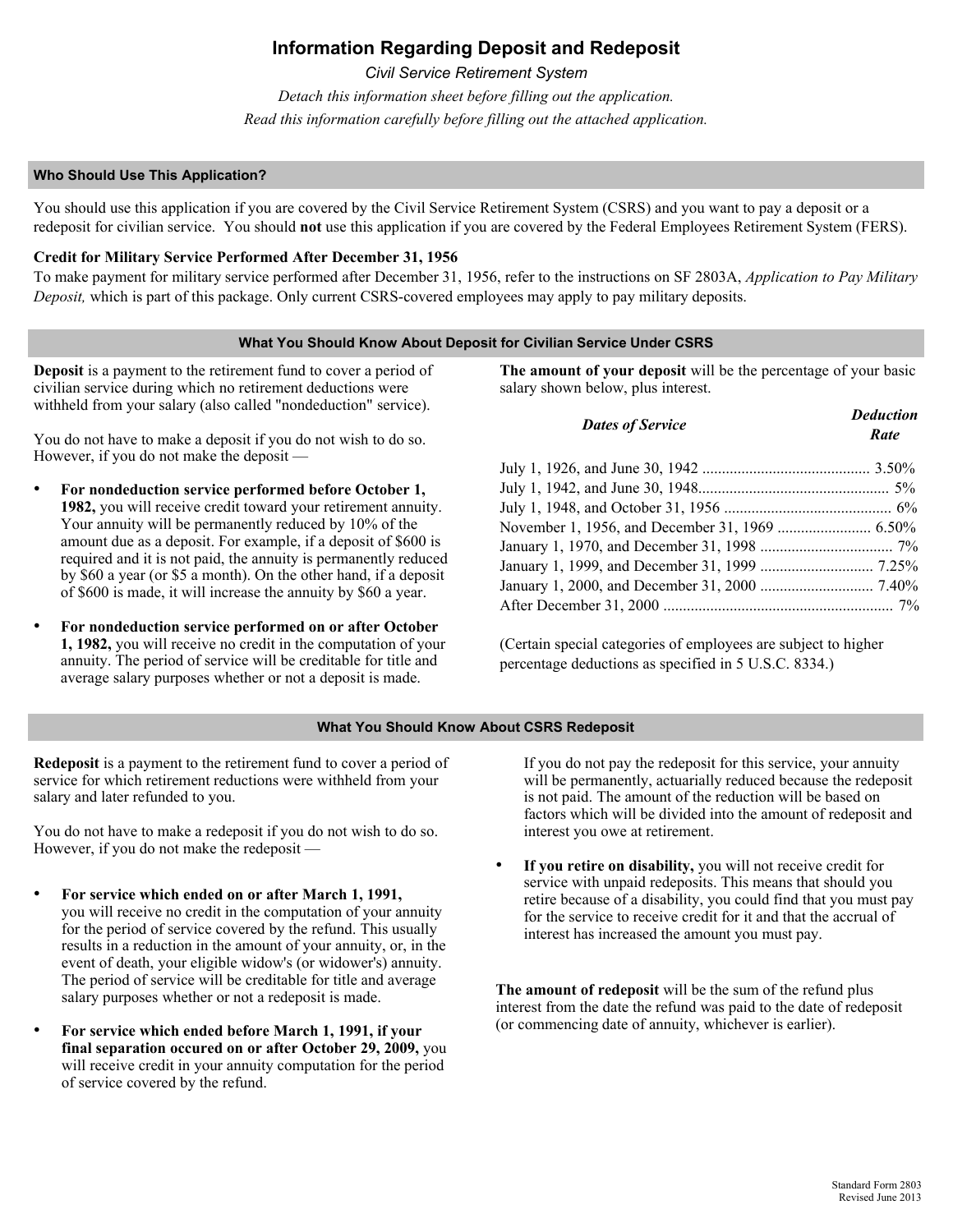# Information Regarding Deposit and Redeposit

*Civil Service Retirement System*

*Detach this information sheet before filling out the application.*

*Read this information carefully before filling out the attached application.*

## Who Should Use This Application?

You should use this application if you are covered by the Civil Service Retirement System (CSRS) and you want to pay a deposit or a redeposit for civilian service. You should **not** use this application if you are covered by the Federal Employees Retirement System (FERS).

**Credit for Military Service Performed After December 31, 1956**

To make payment for military service performed after December 31, 1956, refer to the instructions on SF 2803A, *Application to Pay Military Deposit,* which is part of this package. Only current CSRS-covered employees may apply to pay military deposits.

## What You Should Know About Deposit for Civilian Service Under CSRS

**Deposit** is a payment to the retirement fund to cover a period of civilian service during which no retirement deductions were withheld from your salary (also called "nondeduction" service).

You do not have to make a deposit if you do not wish to do so. However, if you do not make the deposit —

- **For nondeduction service performed before October 1, 1982,** you will receive credit toward your retirement annuity. Your annuity will be permanently reduced by 10% of the amount due as a deposit. For example, if a deposit of $600 is required and it is not paid, the annuity is permanently reduced by $60 a year (or $5 a month). On the other hand, if a deposit of $600 is made, it will increase the annuity by $60 a year.
- **For nondeduction service performed on or after October 1, 1982,** you will receive no credit in the computation of your annuity. The period of service will be creditable for title and average salary purposes whether or not a deposit is made.

**The amount of your deposit** will be the percentage of your basic salary shown below, plus interest.

| *Dates of Service* | *Deduction Rate* |
|---|---|
| July 1, 1926, and June 30, 1942 | 3.50% |
| July 1, 1942, and June 30, 1948 | 5% |
| July 1, 1948, and October 31, 1956 | 6% |
| November 1, 1956, and December 31, 1969 | 6.50% |
| January 1, 1970, and December 31, 1998 | 7% |
| January 1, 1999, and December 31, 1999 | 7.25% |
| January 1, 2000, and December 31, 2000 | 7.40% |
| After December 31, 2000 | 7% |

(Certain special categories of employees are subject to higher percentage deductions as specified in 5 U.S.C. 8334.)

## What You Should Know About CSRS Redeposit

**Redeposit** is a payment to the retirement fund to cover a period of service for which retirement reductions were withheld from your salary and later refunded to you.

You do not have to make a redeposit if you do not wish to do so. However, if you do not make the redeposit —

- **For service which ended on or after March 1, 1991,** you will receive no credit in the computation of your annuity for the period of service covered by the refund. This usually results in a reduction in the amount of your annuity, or, in the event of death, your eligible widow's (or widower's) annuity. The period of service will be creditable for title and average salary purposes whether or not a redeposit is made.
- **For service which ended before March 1, 1991, if your final separation occured on or after October 29, 2009,** you will receive credit in your annuity computation for the period of service covered by the refund.

  If you do not pay the redeposit for this service, your annuity will be permanently, actuarially reduced because the redeposit is not paid. The amount of the reduction will be based on factors which will be divided into the amount of redeposit and interest you owe at retirement.
- **If you retire on disability,** you will not receive credit for service with unpaid redeposits. This means that should you retire because of a disability, you could find that you must pay for the service to receive credit for it and that the accrual of interest has increased the amount you must pay.

**The amount of redeposit** will be the sum of the refund plus interest from the date the refund was paid to the date of redeposit (or commencing date of annuity, whichever is earlier).

Standard Form 2803
Revised June 2013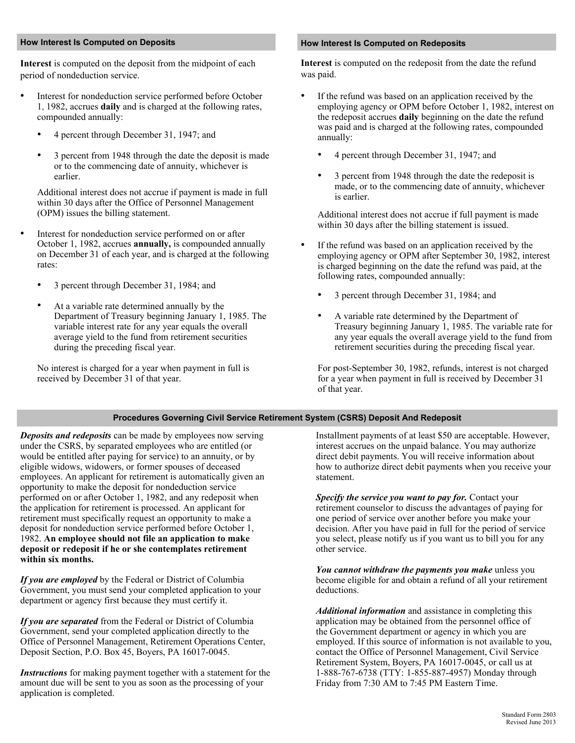## How Interest Is Computed on Deposits

**Interest** is computed on the deposit from the midpoint of each period of nondeduction service.

- Interest for nondeduction service performed before October 1, 1982, accrues **daily** and is charged at the following rates, compounded annually:
  - 4 percent through December 31, 1947; and
  - 3 percent from 1948 through the date the deposit is made or to the commencing date of annuity, whichever is earlier.

  Additional interest does not accrue if payment is made in full within 30 days after the Office of Personnel Management (OPM) issues the billing statement.

- Interest for nondeduction service performed on or after October 1, 1982, accrues **annually,** is compounded annually on December 31 of each year, and is charged at the following rates:
  - 3 percent through December 31, 1984; and
  - At a variable rate determined annually by the Department of Treasury beginning January 1, 1985. The variable interest rate for any year equals the overall average yield to the fund from retirement securities during the preceding fiscal year.

  No interest is charged for a year when payment in full is received by December 31 of that year.

## How Interest Is Computed on Redeposits

**Interest** is computed on the redeposit from the date the refund was paid.

- If the refund was based on an application received by the employing agency or OPM before October 1, 1982, interest on the redeposit accrues **daily** beginning on the date the refund was paid and is charged at the following rates, compounded annually:
  - 4 percent through December 31, 1947; and
  - 3 percent from 1948 through the date the redeposit is made, or to the commencing date of annuity, whichever is earlier.

  Additional interest does not accrue if full payment is made within 30 days after the billing statement is issued.

- If the refund was based on an application received by the employing agency or OPM after September 30, 1982, interest is charged beginning on the date the refund was paid, at the following rates, compounded annually:
  - 3 percent through December 31, 1984; and
  - A variable rate determined by the Department of Treasury beginning January 1, 1985. The variable rate for any year equals the overall average yield to the fund from retirement securities during the preceding fiscal year.

  For post-September 30, 1982, refunds, interest is not charged for a year when payment in full is received by December 31 of that year.

## Procedures Governing Civil Service Retirement System (CSRS) Deposit And Redeposit

***Deposits and redeposits*** can be made by employees now serving under the CSRS, by separated employees who are entitled (or would be entitled after paying for service) to an annuity, or by eligible widows, widowers, or former spouses of deceased employees. An applicant for retirement is automatically given an opportunity to make the deposit for nondeduction service performed on or after October 1, 1982, and any redeposit when the application for retirement is processed. An applicant for retirement must specifically request an opportunity to make a deposit for nondeduction service performed before October 1, 1982. **An employee should not file an application to make deposit or redeposit if he or she contemplates retirement within six months.**

***If you are employed*** by the Federal or District of Columbia Government, you must send your completed application to your department or agency first because they must certify it.

***If you are separated*** from the Federal or District of Columbia Government, send your completed application directly to the Office of Personnel Management, Retirement Operations Center, Deposit Section, P.O. Box 45, Boyers, PA 16017-0045.

***Instructions*** for making payment together with a statement for the amount due will be sent to you as soon as the processing of your application is completed.

Installment payments of at least $50 are acceptable. However, interest accrues on the unpaid balance. You may authorize direct debit payments. You will receive information about how to authorize direct debit payments when you receive your statement.

***Specify the service you want to pay for.*** Contact your retirement counselor to discuss the advantages of paying for one period of service over another before you make your decision. After you have paid in full for the period of service you select, please notify us if you want us to bill you for any other service.

***You cannot withdraw the payments you make*** unless you become eligible for and obtain a refund of all your retirement deductions.

***Additional information*** and assistance in completing this application may be obtained from the personnel office of the Government department or agency in which you are employed. If this source of information is not available to you, contact the Office of Personnel Management, Civil Service Retirement System, Boyers, PA 16017-0045, or call us at 1-888-767-6738 (TTY: 1-855-887-4957) Monday through Friday from 7:30 AM to 7:45 PM Eastern Time.

Standard Form 2803
Revised June 2013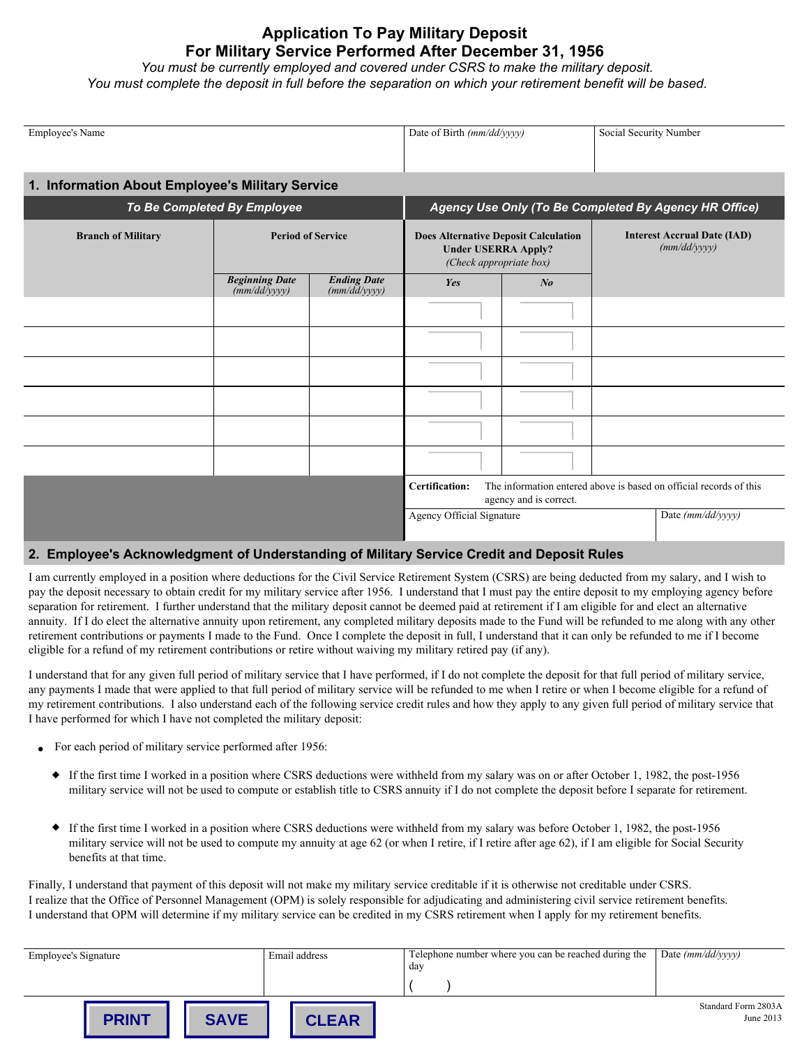# Application To Pay Military Deposit For Military Service Performed After December 31, 1956

*You must be currently employed and covered under CSRS to make the military deposit.*
*You must complete the deposit in full before the separation on which your retirement benefit will be based.*

| Employee's Name | Date of Birth *(mm/dd/yyyy)* | Social Security Number |
|---|---|---|
| | | |

## 1. Information About Employee's Military Service

| *To Be Completed By Employee* | | | *Agency Use Only (To Be Completed By Agency HR Office)* | | |
|---|---|---|---|---|---|
| **Branch of Military** | **Period of Service** | | **Does Alternative Deposit Calculation Under USERRA Apply?** *(Check appropriate box)* | | **Interest Accrual Date (IAD)** *(mm/dd/yyyy)* |
| | ***Beginning Date*** *(mm/dd/yyyy)* | ***Ending Date*** *(mm/dd/yyyy)* | ***Yes*** | ***No*** | |
| | | | | | |
| | | | | | |
| | | | | | |
| | | | | | |
| | | | | | |
| | | | | | |

**Certification:** The information entered above is based on official records of this agency and is correct.

| Agency Official Signature | Date *(mm/dd/yyyy)* |
|---|---|
| | |

## 2. Employee's Acknowledgment of Understanding of Military Service Credit and Deposit Rules

I am currently employed in a position where deductions for the Civil Service Retirement System (CSRS) are being deducted from my salary, and I wish to pay the deposit necessary to obtain credit for my military service after 1956. I understand that I must pay the entire deposit to my employing agency before separation for retirement. I further understand that the military deposit cannot be deemed paid at retirement if I am eligible for and elect an alternative annuity. If I do elect the alternative annuity upon retirement, any completed military deposits made to the Fund will be refunded to me along with any other retirement contributions or payments I made to the Fund. Once I complete the deposit in full, I understand that it can only be refunded to me if I become eligible for a refund of my retirement contributions or retire without waiving my military retired pay (if any).

I understand that for any given full period of military service that I have performed, if I do not complete the deposit for that full period of military service, any payments I made that were applied to that full period of military service will be refunded to me when I retire or when I become eligible for a refund of my retirement contributions. I also understand each of the following service credit rules and how they apply to any given full period of military service that I have performed for which I have not completed the military deposit:

- For each period of military service performed after 1956:
  - If the first time I worked in a position where CSRS deductions were withheld from my salary was on or after October 1, 1982, the post-1956 military service will not be used to compute or establish title to CSRS annuity if I do not complete the deposit before I separate for retirement.
  - If the first time I worked in a position where CSRS deductions were withheld from my salary was before October 1, 1982, the post-1956 military service will not be used to compute my annuity at age 62 (or when I retire, if I retire after age 62), if I am eligible for Social Security benefits at that time.

Finally, I understand that payment of this deposit will not make my military service creditable if it is otherwise not creditable under CSRS.
I realize that the Office of Personnel Management (OPM) is solely responsible for adjudicating and administering civil service retirement benefits.
I understand that OPM will determine if my military service can be credited in my CSRS retirement when I apply for my retirement benefits.

| Employee's Signature | Email address | Telephone number where you can be reached during the day | Date *(mm/dd/yyyy)* |
|---|---|---|---|
| | | ( ) | |

Standard Form 2803A
June 2013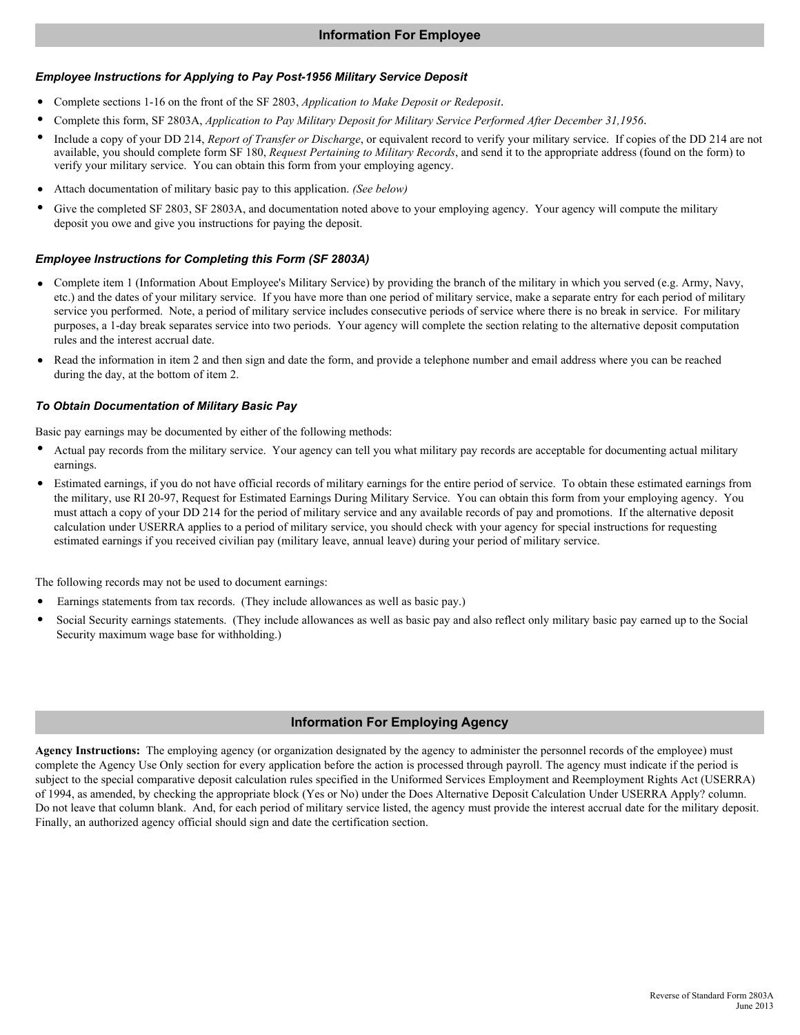## Information For Employee

### *Employee Instructions for Applying to Pay Post-1956 Military Service Deposit*

- Complete sections 1-16 on the front of the SF 2803, *Application to Make Deposit or Redeposit*.
- Complete this form, SF 2803A, *Application to Pay Military Deposit for Military Service Performed After December 31,1956*.
- Include a copy of your DD 214, *Report of Transfer or Discharge*, or equivalent record to verify your military service. If copies of the DD 214 are not available, you should complete form SF 180, *Request Pertaining to Military Records*, and send it to the appropriate address (found on the form) to verify your military service. You can obtain this form from your employing agency.
- Attach documentation of military basic pay to this application. *(See below)*
- Give the completed SF 2803, SF 2803A, and documentation noted above to your employing agency. Your agency will compute the military deposit you owe and give you instructions for paying the deposit.

### *Employee Instructions for Completing this Form (SF 2803A)*

- Complete item 1 (Information About Employee's Military Service) by providing the branch of the military in which you served (e.g. Army, Navy, etc.) and the dates of your military service. If you have more than one period of military service, make a separate entry for each period of military service you performed. Note, a period of military service includes consecutive periods of service where there is no break in service. For military purposes, a 1-day break separates service into two periods. Your agency will complete the section relating to the alternative deposit computation rules and the interest accrual date.
- Read the information in item 2 and then sign and date the form, and provide a telephone number and email address where you can be reached during the day, at the bottom of item 2.

### *To Obtain Documentation of Military Basic Pay*

Basic pay earnings may be documented by either of the following methods:

- Actual pay records from the military service. Your agency can tell you what military pay records are acceptable for documenting actual military earnings.
- Estimated earnings, if you do not have official records of military earnings for the entire period of service. To obtain these estimated earnings from the military, use RI 20-97, Request for Estimated Earnings During Military Service. You can obtain this form from your employing agency. You must attach a copy of your DD 214 for the period of military service and any available records of pay and promotions. If the alternative deposit calculation under USERRA applies to a period of military service, you should check with your agency for special instructions for requesting estimated earnings if you received civilian pay (military leave, annual leave) during your period of military service.

The following records may not be used to document earnings:

- Earnings statements from tax records. (They include allowances as well as basic pay.)
- Social Security earnings statements. (They include allowances as well as basic pay and also reflect only military basic pay earned up to the Social Security maximum wage base for withholding.)

## Information For Employing Agency

**Agency Instructions:** The employing agency (or organization designated by the agency to administer the personnel records of the employee) must complete the Agency Use Only section for every application before the action is processed through payroll. The agency must indicate if the period is subject to the special comparative deposit calculation rules specified in the Uniformed Services Employment and Reemployment Rights Act (USERRA) of 1994, as amended, by checking the appropriate block (Yes or No) under the Does Alternative Deposit Calculation Under USERRA Apply? column. Do not leave that column blank. And, for each period of military service listed, the agency must provide the interest accrual date for the military deposit. Finally, an authorized agency official should sign and date the certification section.

Reverse of Standard Form 2803A
June 2013